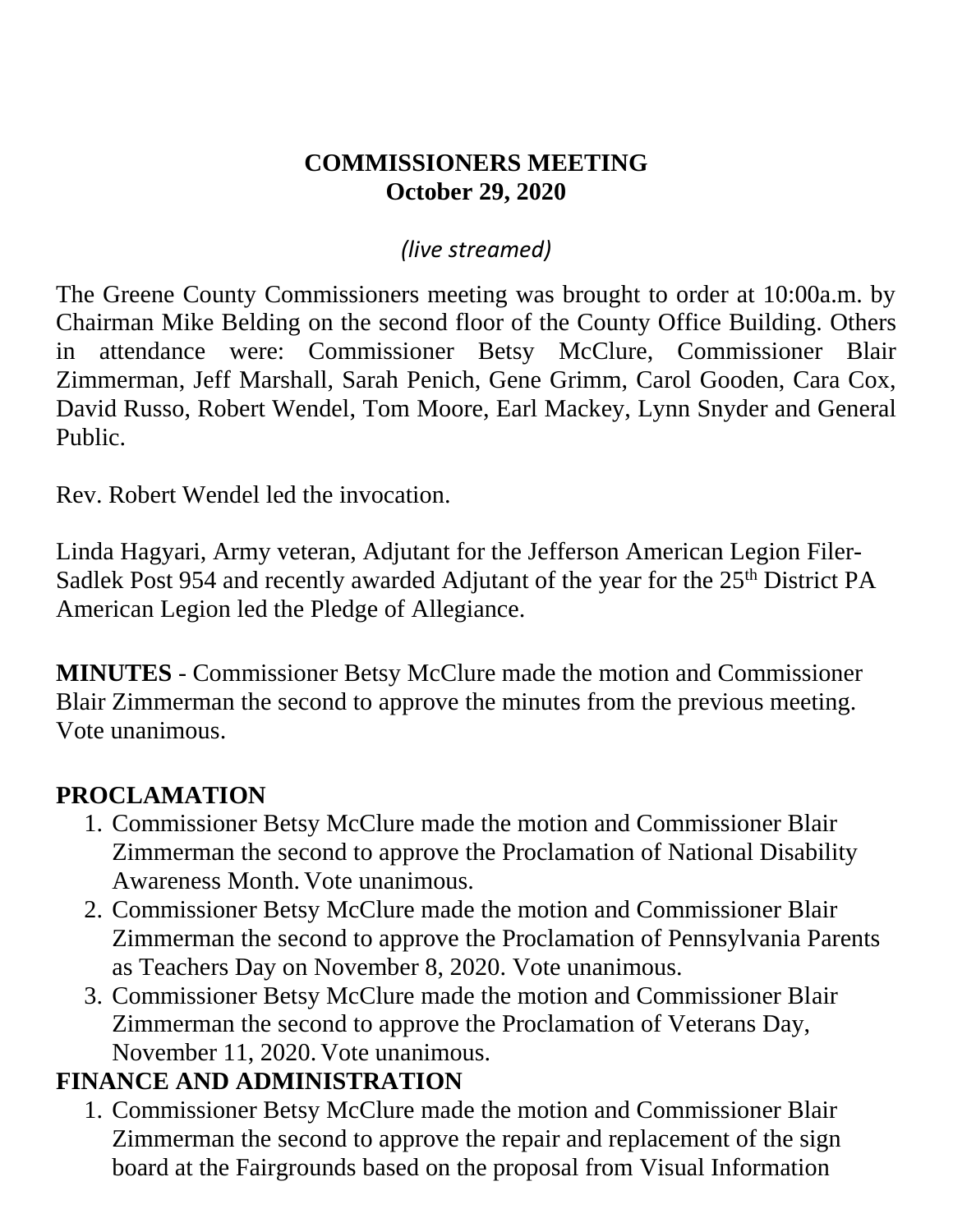# COMMISSIONERS MEETING
## October 29, 2020

*(live streamed)*

The Greene County Commissioners meeting was brought to order at 10:00a.m. by Chairman Mike Belding on the second floor of the County Office Building. Others in attendance were: Commissioner Betsy McClure, Commissioner Blair Zimmerman, Jeff Marshall, Sarah Penich, Gene Grimm, Carol Gooden, Cara Cox, David Russo, Robert Wendel, Tom Moore, Earl Mackey, Lynn Snyder and General Public.

Rev. Robert Wendel led the invocation.

Linda Hagyari, Army veteran, Adjutant for the Jefferson American Legion Filer-Sadlek Post 954 and recently awarded Adjutant of the year for the 25th District PA American Legion led the Pledge of Allegiance.

**MINUTES** - Commissioner Betsy McClure made the motion and Commissioner Blair Zimmerman the second to approve the minutes from the previous meeting. Vote unanimous.

## PROCLAMATION

1. Commissioner Betsy McClure made the motion and Commissioner Blair Zimmerman the second to approve the Proclamation of National Disability Awareness Month. Vote unanimous.
2. Commissioner Betsy McClure made the motion and Commissioner Blair Zimmerman the second to approve the Proclamation of Pennsylvania Parents as Teachers Day on November 8, 2020. Vote unanimous.
3. Commissioner Betsy McClure made the motion and Commissioner Blair Zimmerman the second to approve the Proclamation of Veterans Day, November 11, 2020. Vote unanimous.

## FINANCE AND ADMINISTRATION

1. Commissioner Betsy McClure made the motion and Commissioner Blair Zimmerman the second to approve the repair and replacement of the sign board at the Fairgrounds based on the proposal from Visual Information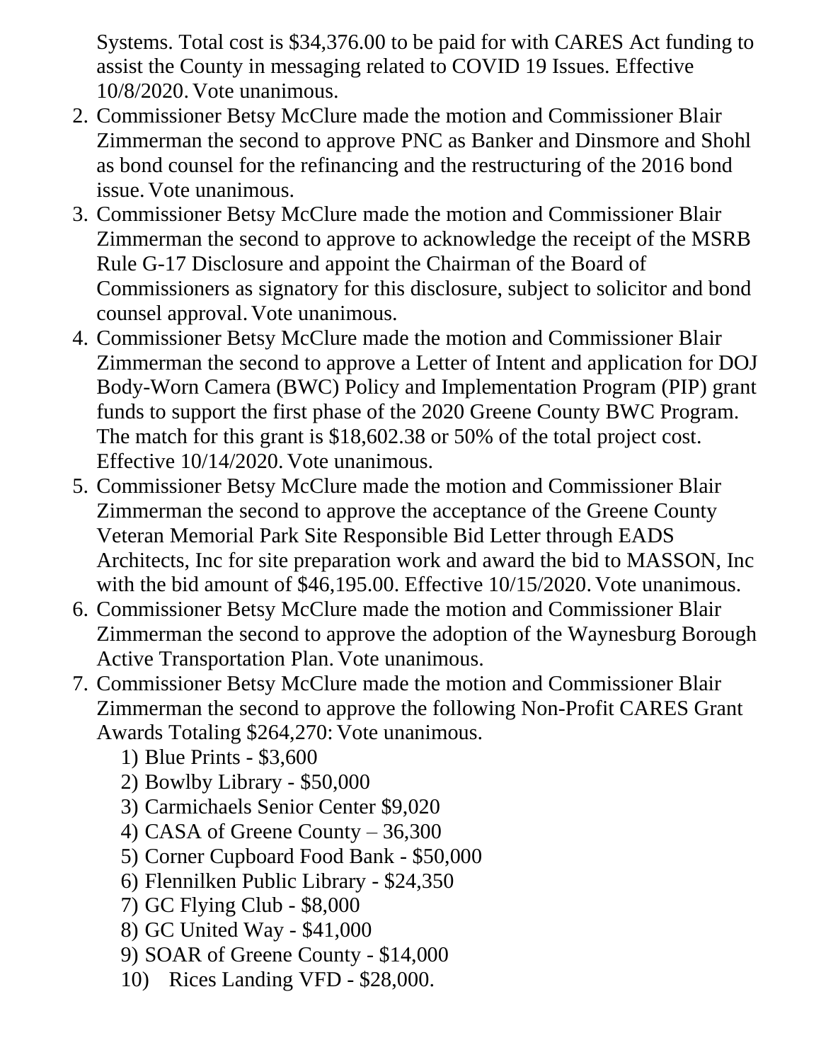Systems. Total cost is $34,376.00 to be paid for with CARES Act funding to assist the County in messaging related to COVID 19 Issues. Effective 10/8/2020. Vote unanimous.

2. Commissioner Betsy McClure made the motion and Commissioner Blair Zimmerman the second to approve PNC as Banker and Dinsmore and Shohl as bond counsel for the refinancing and the restructuring of the 2016 bond issue. Vote unanimous.
3. Commissioner Betsy McClure made the motion and Commissioner Blair Zimmerman the second to approve to acknowledge the receipt of the MSRB Rule G-17 Disclosure and appoint the Chairman of the Board of Commissioners as signatory for this disclosure, subject to solicitor and bond counsel approval. Vote unanimous.
4. Commissioner Betsy McClure made the motion and Commissioner Blair Zimmerman the second to approve a Letter of Intent and application for DOJ Body-Worn Camera (BWC) Policy and Implementation Program (PIP) grant funds to support the first phase of the 2020 Greene County BWC Program. The match for this grant is $18,602.38 or 50% of the total project cost. Effective 10/14/2020. Vote unanimous.
5. Commissioner Betsy McClure made the motion and Commissioner Blair Zimmerman the second to approve the acceptance of the Greene County Veteran Memorial Park Site Responsible Bid Letter through EADS Architects, Inc for site preparation work and award the bid to MASSON, Inc with the bid amount of $46,195.00. Effective 10/15/2020. Vote unanimous.
6. Commissioner Betsy McClure made the motion and Commissioner Blair Zimmerman the second to approve the adoption of the Waynesburg Borough Active Transportation Plan. Vote unanimous.
7. Commissioner Betsy McClure made the motion and Commissioner Blair Zimmerman the second to approve the following Non-Profit CARES Grant Awards Totaling $264,270: Vote unanimous.
    1) Blue Prints - $3,600
    2) Bowlby Library - $50,000
    3) Carmichaels Senior Center $9,020
    4) CASA of Greene County – 36,300
    5) Corner Cupboard Food Bank - $50,000
    6) Flennilken Public Library - $24,350
    7) GC Flying Club - $8,000
    8) GC United Way - $41,000
    9) SOAR of Greene County - $14,000
    10) Rices Landing VFD - $28,000.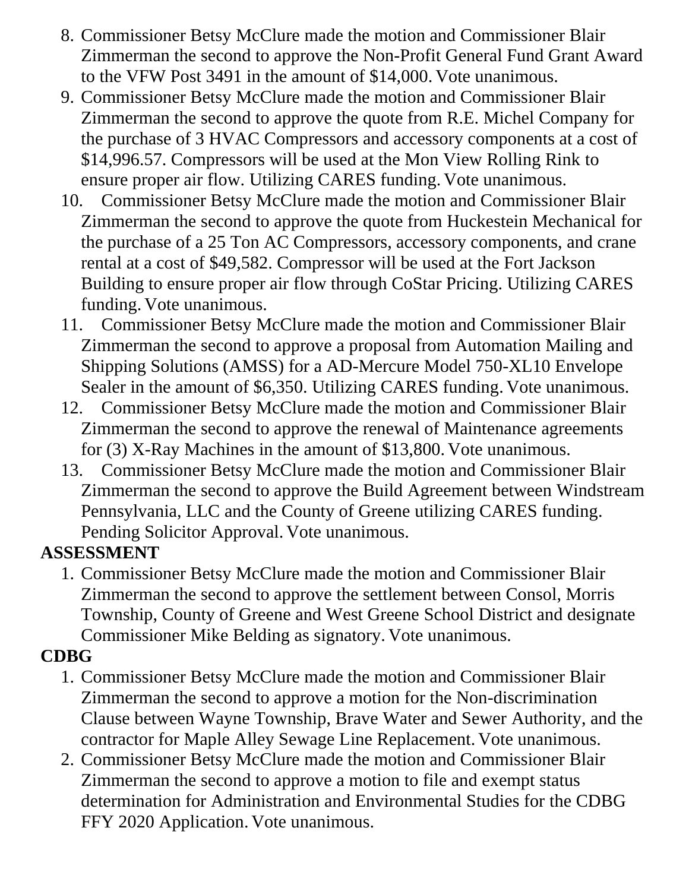8. Commissioner Betsy McClure made the motion and Commissioner Blair Zimmerman the second to approve the Non-Profit General Fund Grant Award to the VFW Post 3491 in the amount of $14,000. Vote unanimous.
9. Commissioner Betsy McClure made the motion and Commissioner Blair Zimmerman the second to approve the quote from R.E. Michel Company for the purchase of 3 HVAC Compressors and accessory components at a cost of $14,996.57. Compressors will be used at the Mon View Rolling Rink to ensure proper air flow. Utilizing CARES funding. Vote unanimous.
10. Commissioner Betsy McClure made the motion and Commissioner Blair Zimmerman the second to approve the quote from Huckestein Mechanical for the purchase of a 25 Ton AC Compressors, accessory components, and crane rental at a cost of $49,582. Compressor will be used at the Fort Jackson Building to ensure proper air flow through CoStar Pricing. Utilizing CARES funding. Vote unanimous.
11. Commissioner Betsy McClure made the motion and Commissioner Blair Zimmerman the second to approve a proposal from Automation Mailing and Shipping Solutions (AMSS) for a AD-Mercure Model 750-XL10 Envelope Sealer in the amount of $6,350. Utilizing CARES funding. Vote unanimous.
12. Commissioner Betsy McClure made the motion and Commissioner Blair Zimmerman the second to approve the renewal of Maintenance agreements for (3) X-Ray Machines in the amount of $13,800. Vote unanimous.
13. Commissioner Betsy McClure made the motion and Commissioner Blair Zimmerman the second to approve the Build Agreement between Windstream Pennsylvania, LLC and the County of Greene utilizing CARES funding. Pending Solicitor Approval. Vote unanimous.

**ASSESSMENT**

1. Commissioner Betsy McClure made the motion and Commissioner Blair Zimmerman the second to approve the settlement between Consol, Morris Township, County of Greene and West Greene School District and designate Commissioner Mike Belding as signatory. Vote unanimous.

**CDBG**

1. Commissioner Betsy McClure made the motion and Commissioner Blair Zimmerman the second to approve a motion for the Non-discrimination Clause between Wayne Township, Brave Water and Sewer Authority, and the contractor for Maple Alley Sewage Line Replacement. Vote unanimous.
2. Commissioner Betsy McClure made the motion and Commissioner Blair Zimmerman the second to approve a motion to file and exempt status determination for Administration and Environmental Studies for the CDBG FFY 2020 Application. Vote unanimous.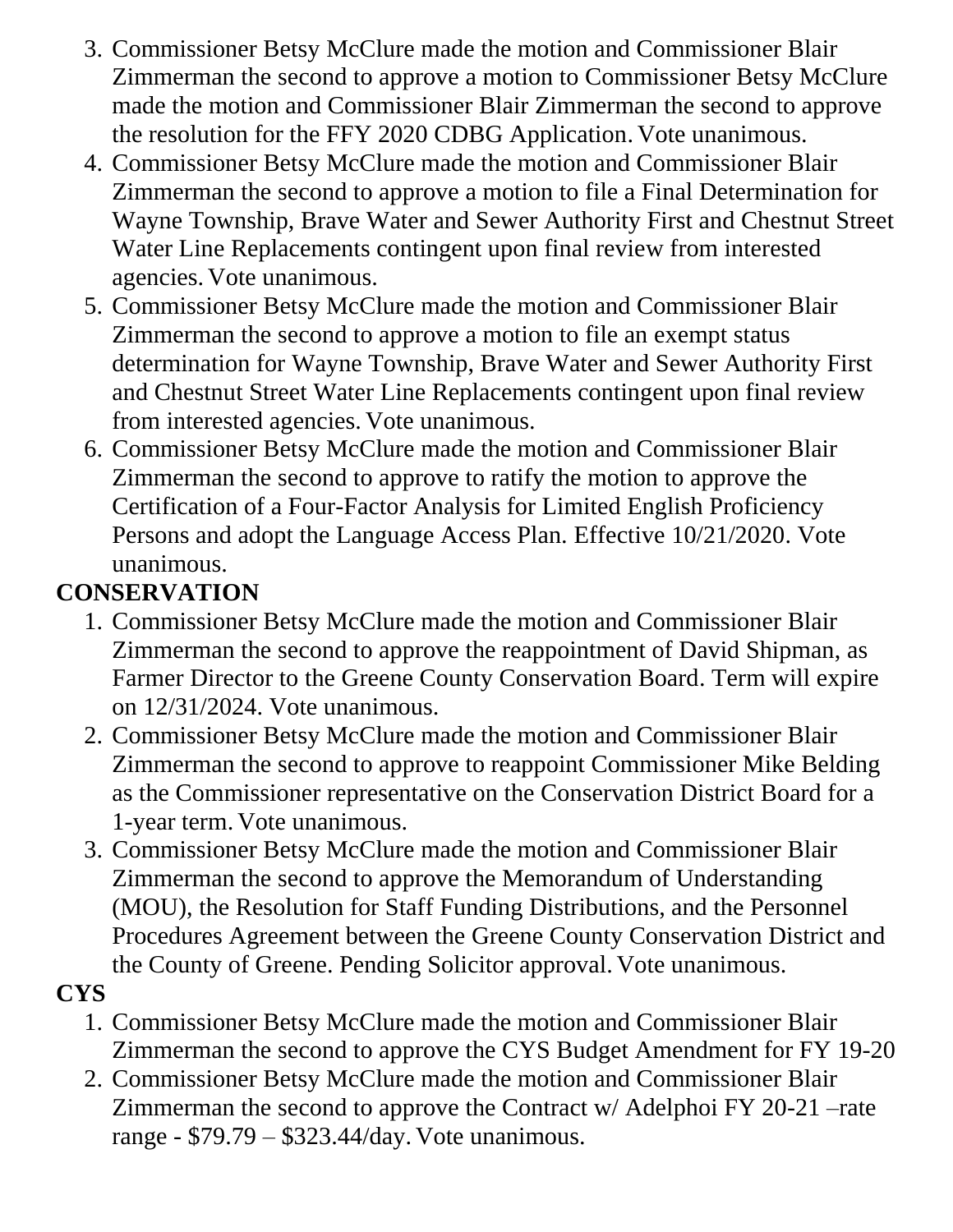3. Commissioner Betsy McClure made the motion and Commissioner Blair Zimmerman the second to approve a motion to Commissioner Betsy McClure made the motion and Commissioner Blair Zimmerman the second to approve the resolution for the FFY 2020 CDBG Application. Vote unanimous.
4. Commissioner Betsy McClure made the motion and Commissioner Blair Zimmerman the second to approve a motion to file a Final Determination for Wayne Township, Brave Water and Sewer Authority First and Chestnut Street Water Line Replacements contingent upon final review from interested agencies. Vote unanimous.
5. Commissioner Betsy McClure made the motion and Commissioner Blair Zimmerman the second to approve a motion to file an exempt status determination for Wayne Township, Brave Water and Sewer Authority First and Chestnut Street Water Line Replacements contingent upon final review from interested agencies. Vote unanimous.
6. Commissioner Betsy McClure made the motion and Commissioner Blair Zimmerman the second to approve to ratify the motion to approve the Certification of a Four-Factor Analysis for Limited English Proficiency Persons and adopt the Language Access Plan. Effective 10/21/2020. Vote unanimous.

**CONSERVATION**

1. Commissioner Betsy McClure made the motion and Commissioner Blair Zimmerman the second to approve the reappointment of David Shipman, as Farmer Director to the Greene County Conservation Board. Term will expire on 12/31/2024. Vote unanimous.
2. Commissioner Betsy McClure made the motion and Commissioner Blair Zimmerman the second to approve to reappoint Commissioner Mike Belding as the Commissioner representative on the Conservation District Board for a 1-year term. Vote unanimous.
3. Commissioner Betsy McClure made the motion and Commissioner Blair Zimmerman the second to approve the Memorandum of Understanding (MOU), the Resolution for Staff Funding Distributions, and the Personnel Procedures Agreement between the Greene County Conservation District and the County of Greene. Pending Solicitor approval. Vote unanimous.

**CYS**

1. Commissioner Betsy McClure made the motion and Commissioner Blair Zimmerman the second to approve the CYS Budget Amendment for FY 19-20
2. Commissioner Betsy McClure made the motion and Commissioner Blair Zimmerman the second to approve the Contract w/ Adelphoi FY 20-21 –rate range - $79.79 – $323.44/day. Vote unanimous.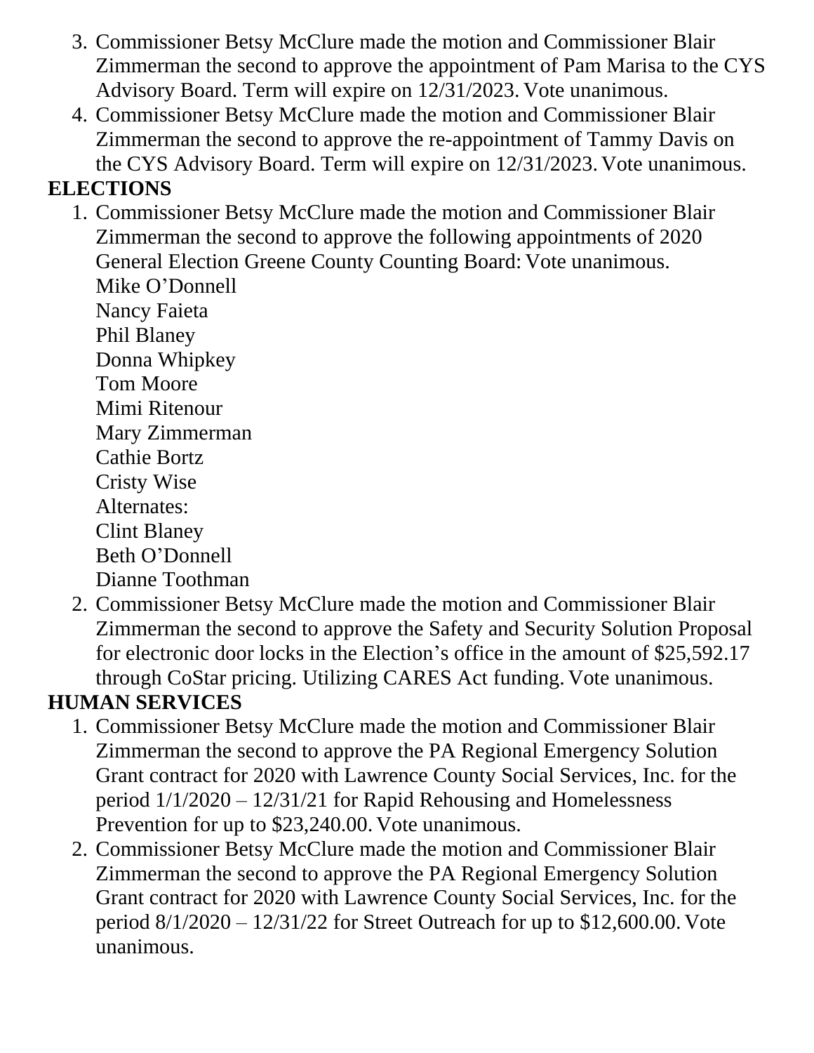3. Commissioner Betsy McClure made the motion and Commissioner Blair Zimmerman the second to approve the appointment of Pam Marisa to the CYS Advisory Board. Term will expire on 12/31/2023. Vote unanimous.
4. Commissioner Betsy McClure made the motion and Commissioner Blair Zimmerman the second to approve the re-appointment of Tammy Davis on the CYS Advisory Board. Term will expire on 12/31/2023. Vote unanimous.

**ELECTIONS**

1. Commissioner Betsy McClure made the motion and Commissioner Blair Zimmerman the second to approve the following appointments of 2020 General Election Greene County Counting Board: Vote unanimous.
   Mike O'Donnell
   Nancy Faieta
   Phil Blaney
   Donna Whipkey
   Tom Moore
   Mimi Ritenour
   Mary Zimmerman
   Cathie Bortz
   Cristy Wise
   Alternates:
   Clint Blaney
   Beth O'Donnell
   Dianne Toothman
2. Commissioner Betsy McClure made the motion and Commissioner Blair Zimmerman the second to approve the Safety and Security Solution Proposal for electronic door locks in the Election's office in the amount of $25,592.17 through CoStar pricing. Utilizing CARES Act funding. Vote unanimous.

**HUMAN SERVICES**

1. Commissioner Betsy McClure made the motion and Commissioner Blair Zimmerman the second to approve the PA Regional Emergency Solution Grant contract for 2020 with Lawrence County Social Services, Inc. for the period 1/1/2020 – 12/31/21 for Rapid Rehousing and Homelessness Prevention for up to $23,240.00. Vote unanimous.
2. Commissioner Betsy McClure made the motion and Commissioner Blair Zimmerman the second to approve the PA Regional Emergency Solution Grant contract for 2020 with Lawrence County Social Services, Inc. for the period 8/1/2020 – 12/31/22 for Street Outreach for up to $12,600.00. Vote unanimous.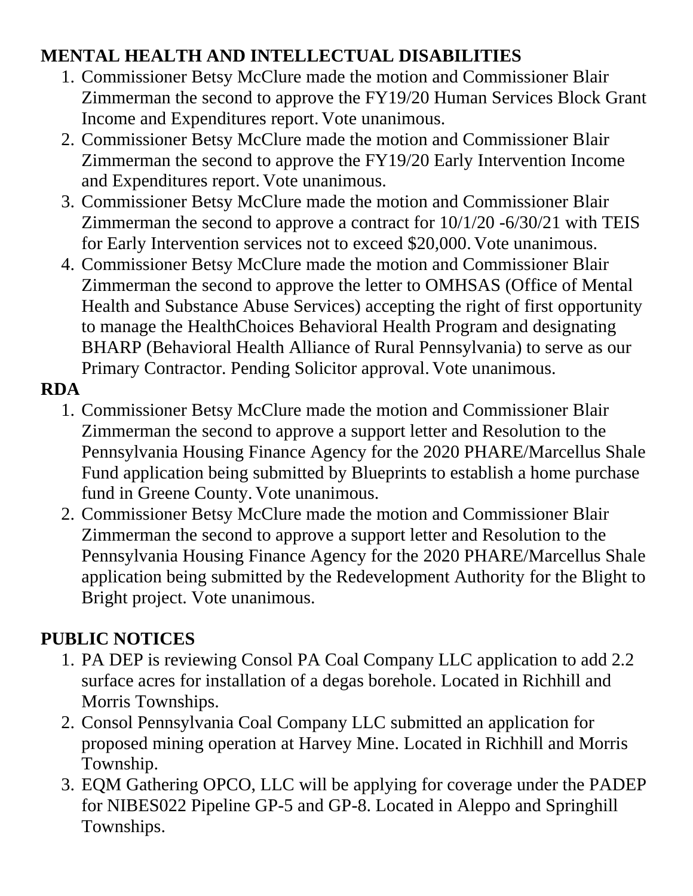**MENTAL HEALTH AND INTELLECTUAL DISABILITIES**

1. Commissioner Betsy McClure made the motion and Commissioner Blair Zimmerman the second to approve the FY19/20 Human Services Block Grant Income and Expenditures report. Vote unanimous.
2. Commissioner Betsy McClure made the motion and Commissioner Blair Zimmerman the second to approve the FY19/20 Early Intervention Income and Expenditures report. Vote unanimous.
3. Commissioner Betsy McClure made the motion and Commissioner Blair Zimmerman the second to approve a contract for 10/1/20 -6/30/21 with TEIS for Early Intervention services not to exceed $20,000. Vote unanimous.
4. Commissioner Betsy McClure made the motion and Commissioner Blair Zimmerman the second to approve the letter to OMHSAS (Office of Mental Health and Substance Abuse Services) accepting the right of first opportunity to manage the HealthChoices Behavioral Health Program and designating BHARP (Behavioral Health Alliance of Rural Pennsylvania) to serve as our Primary Contractor. Pending Solicitor approval. Vote unanimous.

**RDA**

1. Commissioner Betsy McClure made the motion and Commissioner Blair Zimmerman the second to approve a support letter and Resolution to the Pennsylvania Housing Finance Agency for the 2020 PHARE/Marcellus Shale Fund application being submitted by Blueprints to establish a home purchase fund in Greene County. Vote unanimous.
2. Commissioner Betsy McClure made the motion and Commissioner Blair Zimmerman the second to approve a support letter and Resolution to the Pennsylvania Housing Finance Agency for the 2020 PHARE/Marcellus Shale application being submitted by the Redevelopment Authority for the Blight to Bright project. Vote unanimous.

**PUBLIC NOTICES**

1. PA DEP is reviewing Consol PA Coal Company LLC application to add 2.2 surface acres for installation of a degas borehole. Located in Richhill and Morris Townships.
2. Consol Pennsylvania Coal Company LLC submitted an application for proposed mining operation at Harvey Mine. Located in Richhill and Morris Township.
3. EQM Gathering OPCO, LLC will be applying for coverage under the PADEP for NIBES022 Pipeline GP-5 and GP-8. Located in Aleppo and Springhill Townships.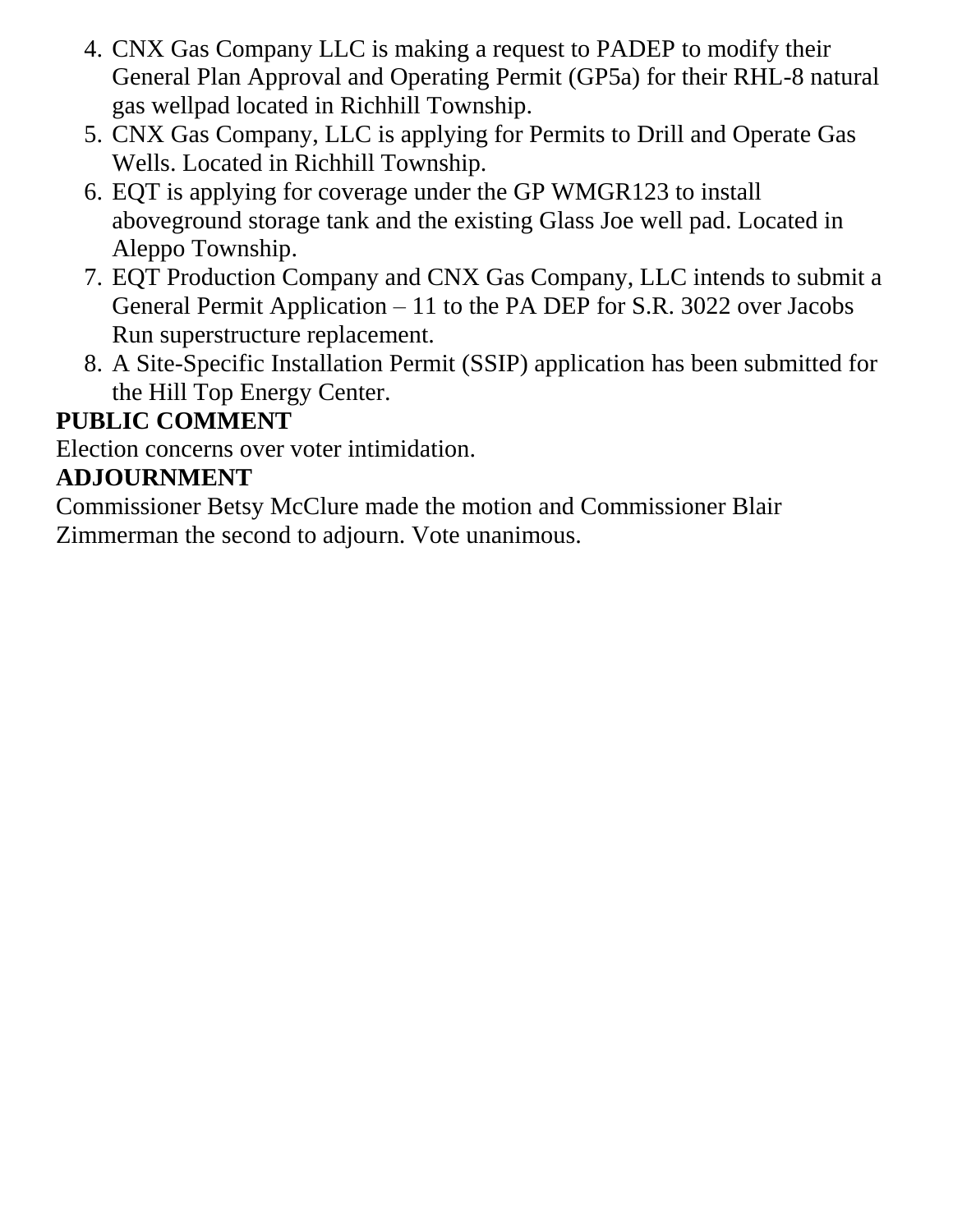4. CNX Gas Company LLC is making a request to PADEP to modify their General Plan Approval and Operating Permit (GP5a) for their RHL-8 natural gas wellpad located in Richhill Township.
5. CNX Gas Company, LLC is applying for Permits to Drill and Operate Gas Wells. Located in Richhill Township.
6. EQT is applying for coverage under the GP WMGR123 to install aboveground storage tank and the existing Glass Joe well pad. Located in Aleppo Township.
7. EQT Production Company and CNX Gas Company, LLC intends to submit a General Permit Application – 11 to the PA DEP for S.R. 3022 over Jacobs Run superstructure replacement.
8. A Site-Specific Installation Permit (SSIP) application has been submitted for the Hill Top Energy Center.

**PUBLIC COMMENT**

Election concerns over voter intimidation.

**ADJOURNMENT**

Commissioner Betsy McClure made the motion and Commissioner Blair Zimmerman the second to adjourn. Vote unanimous.